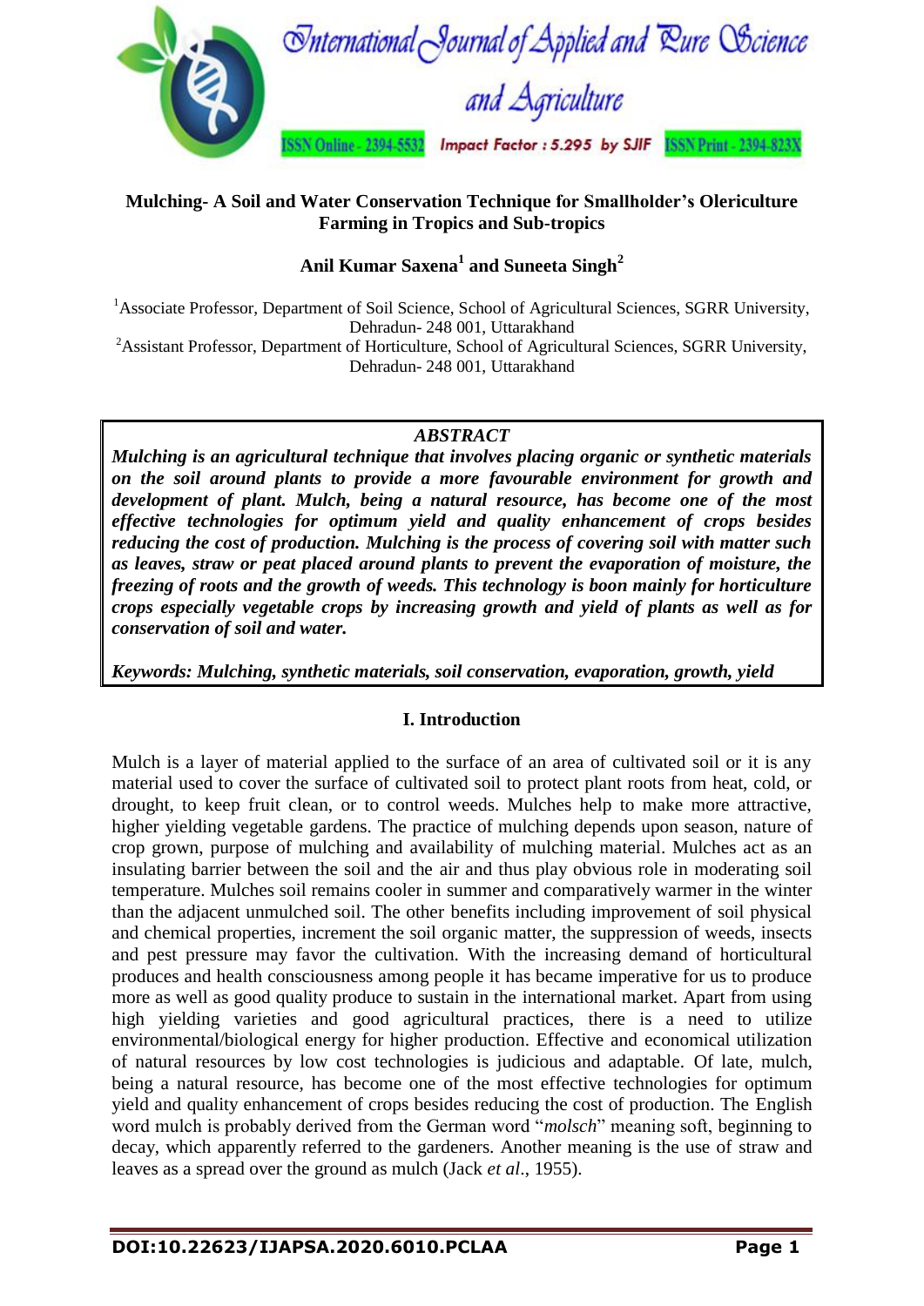# Mulching- A Soil and Water Conservation Technique for Smallholder's Olericulture Farming in Tropics and Sub-tropics

**Anil Kumar Saxena[1] and Suneeta Singh[2]**

[1]Associate Professor, Department of Soil Science, School of Agricultural Sciences, SGRR University, Dehradun- 248 001, Uttarakhand

[2]Assistant Professor, Department of Horticulture, School of Agricultural Sciences, SGRR University, Dehradun- 248 001, Uttarakhand

***ABSTRACT***

***Mulching is an agricultural technique that involves placing organic or synthetic materials on the soil around plants to provide a more favourable environment for growth and development of plant. Mulch, being a natural resource, has become one of the most effective technologies for optimum yield and quality enhancement of crops besides reducing the cost of production. Mulching is the process of covering soil with matter such as leaves, straw or peat placed around plants to prevent the evaporation of moisture, the freezing of roots and the growth of weeds. This technology is boon mainly for horticulture crops especially vegetable crops by increasing growth and yield of plants as well as for conservation of soil and water.***

***Keywords: Mulching, synthetic materials, soil conservation, evaporation, growth, yield***

## I. Introduction

Mulch is a layer of material applied to the surface of an area of cultivated soil or it is any material used to cover the surface of cultivated soil to protect plant roots from heat, cold, or drought, to keep fruit clean, or to control weeds. Mulches help to make more attractive, higher yielding vegetable gardens. The practice of mulching depends upon season, nature of crop grown, purpose of mulching and availability of mulching material. Mulches act as an insulating barrier between the soil and the air and thus play obvious role in moderating soil temperature. Mulches soil remains cooler in summer and comparatively warmer in the winter than the adjacent unmulched soil. The other benefits including improvement of soil physical and chemical properties, increment the soil organic matter, the suppression of weeds, insects and pest pressure may favor the cultivation. With the increasing demand of horticultural produces and health consciousness among people it has became imperative for us to produce more as well as good quality produce to sustain in the international market. Apart from using high yielding varieties and good agricultural practices, there is a need to utilize environmental/biological energy for higher production. Effective and economical utilization of natural resources by low cost technologies is judicious and adaptable. Of late, mulch, being a natural resource, has become one of the most effective technologies for optimum yield and quality enhancement of crops besides reducing the cost of production. The English word mulch is probably derived from the German word "*molsch*" meaning soft, beginning to decay, which apparently referred to the gardeners. Another meaning is the use of straw and leaves as a spread over the ground as mulch (Jack *et al*., 1955).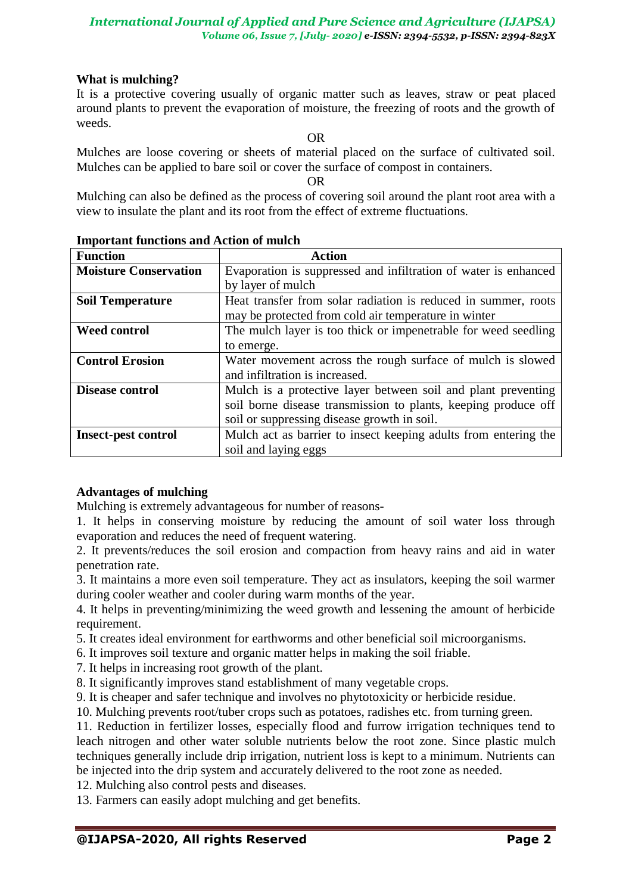**What is mulching?**

It is a protective covering usually of organic matter such as leaves, straw or peat placed around plants to prevent the evaporation of moisture, the freezing of roots and the growth of weeds.

OR

Mulches are loose covering or sheets of material placed on the surface of cultivated soil. Mulches can be applied to bare soil or cover the surface of compost in containers.

OR

Mulching can also be defined as the process of covering soil around the plant root area with a view to insulate the plant and its root from the effect of extreme fluctuations.

**Important functions and Action of mulch**

| Function | Action |
|---|---|
| **Moisture Conservation** | Evaporation is suppressed and infiltration of water is enhanced by layer of mulch |
| **Soil Temperature** | Heat transfer from solar radiation is reduced in summer, roots may be protected from cold air temperature in winter |
| **Weed control** | The mulch layer is too thick or impenetrable for weed seedling to emerge. |
| **Control Erosion** | Water movement across the rough surface of mulch is slowed and infiltration is increased. |
| **Disease control** | Mulch is a protective layer between soil and plant preventing soil borne disease transmission to plants, keeping produce off soil or suppressing disease growth in soil. |
| **Insect-pest control** | Mulch act as barrier to insect keeping adults from entering the soil and laying eggs |

**Advantages of mulching**

Mulching is extremely advantageous for number of reasons-

1. It helps in conserving moisture by reducing the amount of soil water loss through evaporation and reduces the need of frequent watering.
2. It prevents/reduces the soil erosion and compaction from heavy rains and aid in water penetration rate.
3. It maintains a more even soil temperature. They act as insulators, keeping the soil warmer during cooler weather and cooler during warm months of the year.
4. It helps in preventing/minimizing the weed growth and lessening the amount of herbicide requirement.
5. It creates ideal environment for earthworms and other beneficial soil microorganisms.
6. It improves soil texture and organic matter helps in making the soil friable.
7. It helps in increasing root growth of the plant.
8. It significantly improves stand establishment of many vegetable crops.
9. It is cheaper and safer technique and involves no phytotoxicity or herbicide residue.
10. Mulching prevents root/tuber crops such as potatoes, radishes etc. from turning green.
11. Reduction in fertilizer losses, especially flood and furrow irrigation techniques tend to leach nitrogen and other water soluble nutrients below the root zone. Since plastic mulch techniques generally include drip irrigation, nutrient loss is kept to a minimum. Nutrients can be injected into the drip system and accurately delivered to the root zone as needed.
12. Mulching also control pests and diseases.
13. Farmers can easily adopt mulching and get benefits.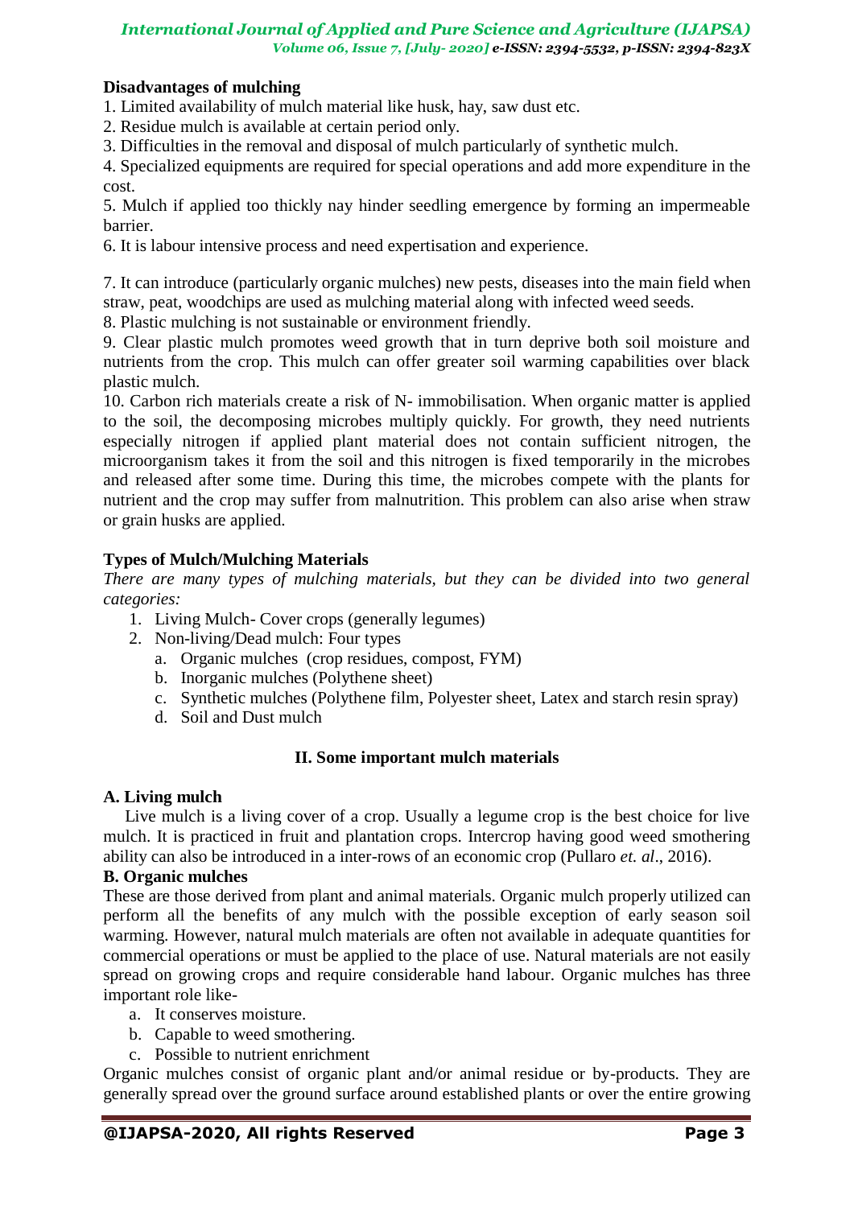**Disadvantages of mulching**

1. Limited availability of mulch material like husk, hay, saw dust etc.
2. Residue mulch is available at certain period only.
3. Difficulties in the removal and disposal of mulch particularly of synthetic mulch.
4. Specialized equipments are required for special operations and add more expenditure in the cost.
5. Mulch if applied too thickly nay hinder seedling emergence by forming an impermeable barrier.
6. It is labour intensive process and need expertisation and experience.

7. It can introduce (particularly organic mulches) new pests, diseases into the main field when straw, peat, woodchips are used as mulching material along with infected weed seeds.
8. Plastic mulching is not sustainable or environment friendly.
9. Clear plastic mulch promotes weed growth that in turn deprive both soil moisture and nutrients from the crop. This mulch can offer greater soil warming capabilities over black plastic mulch.
10. Carbon rich materials create a risk of N- immobilisation. When organic matter is applied to the soil, the decomposing microbes multiply quickly. For growth, they need nutrients especially nitrogen if applied plant material does not contain sufficient nitrogen, the microorganism takes it from the soil and this nitrogen is fixed temporarily in the microbes and released after some time. During this time, the microbes compete with the plants for nutrient and the crop may suffer from malnutrition. This problem can also arise when straw or grain husks are applied.

**Types of Mulch/Mulching Materials**

*There are many types of mulching materials, but they can be divided into two general categories:*

1. Living Mulch- Cover crops (generally legumes)
2. Non-living/Dead mulch: Four types
   a. Organic mulches (crop residues, compost, FYM)
   b. Inorganic mulches (Polythene sheet)
   c. Synthetic mulches (Polythene film, Polyester sheet, Latex and starch resin spray)
   d. Soil and Dust mulch

## II. Some important mulch materials

**A. Living mulch**

Live mulch is a living cover of a crop. Usually a legume crop is the best choice for live mulch. It is practiced in fruit and plantation crops. Intercrop having good weed smothering ability can also be introduced in a inter-rows of an economic crop (Pullaro *et. al*., 2016).

**B. Organic mulches**

These are those derived from plant and animal materials. Organic mulch properly utilized can perform all the benefits of any mulch with the possible exception of early season soil warming. However, natural mulch materials are often not available in adequate quantities for commercial operations or must be applied to the place of use. Natural materials are not easily spread on growing crops and require considerable hand labour. Organic mulches has three important role like-

a. It conserves moisture.
b. Capable to weed smothering.
c. Possible to nutrient enrichment

Organic mulches consist of organic plant and/or animal residue or by-products. They are generally spread over the ground surface around established plants or over the entire growing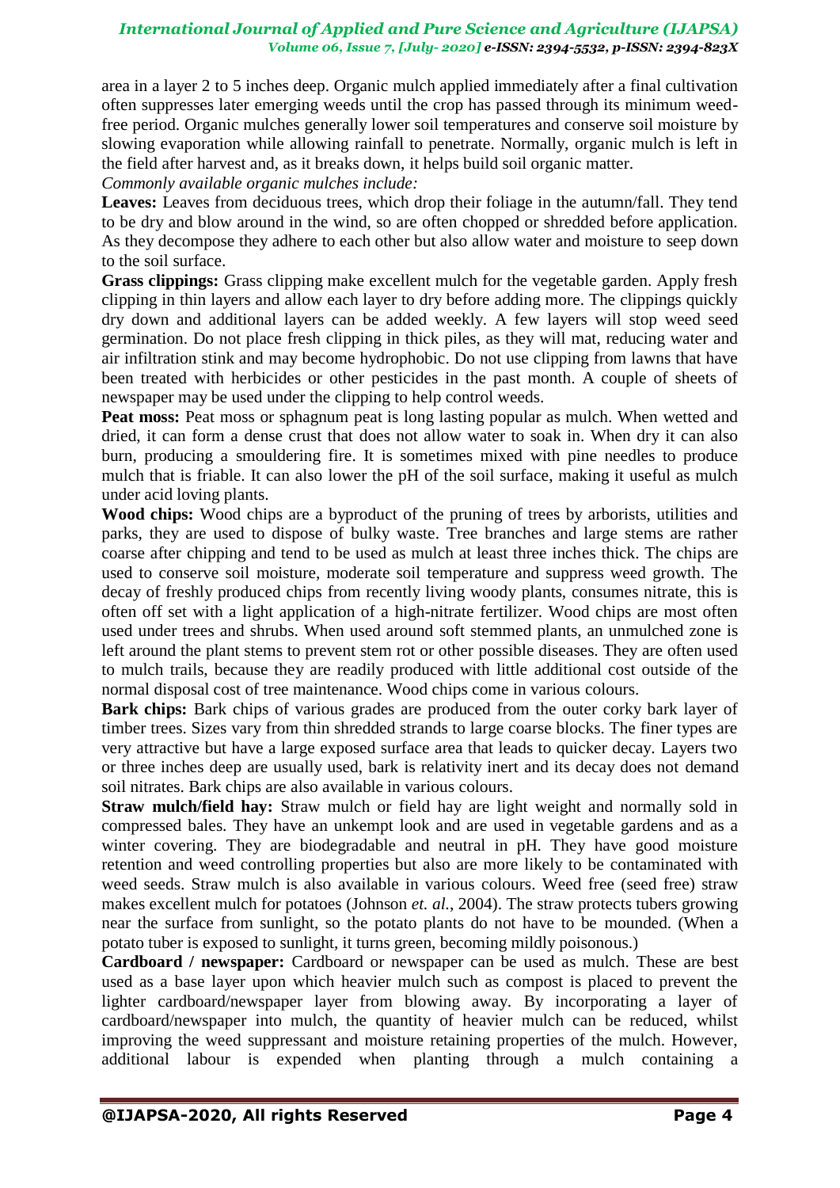area in a layer 2 to 5 inches deep. Organic mulch applied immediately after a final cultivation often suppresses later emerging weeds until the crop has passed through its minimum weed-free period. Organic mulches generally lower soil temperatures and conserve soil moisture by slowing evaporation while allowing rainfall to penetrate. Normally, organic mulch is left in the field after harvest and, as it breaks down, it helps build soil organic matter.

*Commonly available organic mulches include:*

**Leaves:** Leaves from deciduous trees, which drop their foliage in the autumn/fall. They tend to be dry and blow around in the wind, so are often chopped or shredded before application. As they decompose they adhere to each other but also allow water and moisture to seep down to the soil surface.

**Grass clippings:** Grass clipping make excellent mulch for the vegetable garden. Apply fresh clipping in thin layers and allow each layer to dry before adding more. The clippings quickly dry down and additional layers can be added weekly. A few layers will stop weed seed germination. Do not place fresh clipping in thick piles, as they will mat, reducing water and air infiltration stink and may become hydrophobic. Do not use clipping from lawns that have been treated with herbicides or other pesticides in the past month. A couple of sheets of newspaper may be used under the clipping to help control weeds.

**Peat moss:** Peat moss or sphagnum peat is long lasting popular as mulch. When wetted and dried, it can form a dense crust that does not allow water to soak in. When dry it can also burn, producing a smouldering fire. It is sometimes mixed with pine needles to produce mulch that is friable. It can also lower the pH of the soil surface, making it useful as mulch under acid loving plants.

**Wood chips:** Wood chips are a byproduct of the pruning of trees by arborists, utilities and parks, they are used to dispose of bulky waste. Tree branches and large stems are rather coarse after chipping and tend to be used as mulch at least three inches thick. The chips are used to conserve soil moisture, moderate soil temperature and suppress weed growth. The decay of freshly produced chips from recently living woody plants, consumes nitrate, this is often off set with a light application of a high-nitrate fertilizer. Wood chips are most often used under trees and shrubs. When used around soft stemmed plants, an unmulched zone is left around the plant stems to prevent stem rot or other possible diseases. They are often used to mulch trails, because they are readily produced with little additional cost outside of the normal disposal cost of tree maintenance. Wood chips come in various colours.

**Bark chips:** Bark chips of various grades are produced from the outer corky bark layer of timber trees. Sizes vary from thin shredded strands to large coarse blocks. The finer types are very attractive but have a large exposed surface area that leads to quicker decay. Layers two or three inches deep are usually used, bark is relativity inert and its decay does not demand soil nitrates. Bark chips are also available in various colours.

**Straw mulch/field hay:** Straw mulch or field hay are light weight and normally sold in compressed bales. They have an unkempt look and are used in vegetable gardens and as a winter covering. They are biodegradable and neutral in pH. They have good moisture retention and weed controlling properties but also are more likely to be contaminated with weed seeds. Straw mulch is also available in various colours. Weed free (seed free) straw makes excellent mulch for potatoes (Johnson *et. al.*, 2004). The straw protects tubers growing near the surface from sunlight, so the potato plants do not have to be mounded. (When a potato tuber is exposed to sunlight, it turns green, becoming mildly poisonous.)

**Cardboard / newspaper:** Cardboard or newspaper can be used as mulch. These are best used as a base layer upon which heavier mulch such as compost is placed to prevent the lighter cardboard/newspaper layer from blowing away. By incorporating a layer of cardboard/newspaper into mulch, the quantity of heavier mulch can be reduced, whilst improving the weed suppressant and moisture retaining properties of the mulch. However, additional labour is expended when planting through a mulch containing a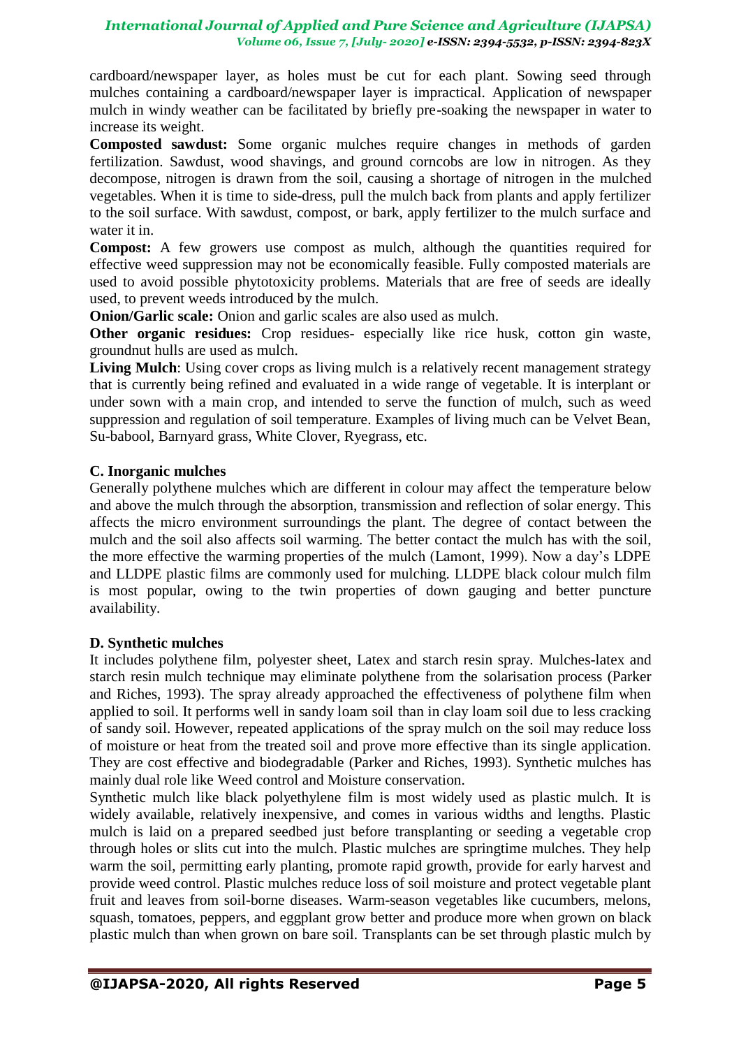cardboard/newspaper layer, as holes must be cut for each plant. Sowing seed through mulches containing a cardboard/newspaper layer is impractical. Application of newspaper mulch in windy weather can be facilitated by briefly pre-soaking the newspaper in water to increase its weight.

**Composted sawdust:** Some organic mulches require changes in methods of garden fertilization. Sawdust, wood shavings, and ground corncobs are low in nitrogen. As they decompose, nitrogen is drawn from the soil, causing a shortage of nitrogen in the mulched vegetables. When it is time to side-dress, pull the mulch back from plants and apply fertilizer to the soil surface. With sawdust, compost, or bark, apply fertilizer to the mulch surface and water it in.

**Compost:** A few growers use compost as mulch, although the quantities required for effective weed suppression may not be economically feasible. Fully composted materials are used to avoid possible phytotoxicity problems. Materials that are free of seeds are ideally used, to prevent weeds introduced by the mulch.

**Onion/Garlic scale:** Onion and garlic scales are also used as mulch.

**Other organic residues:** Crop residues- especially like rice husk, cotton gin waste, groundnut hulls are used as mulch.

**Living Mulch**: Using cover crops as living mulch is a relatively recent management strategy that is currently being refined and evaluated in a wide range of vegetable. It is interplant or under sown with a main crop, and intended to serve the function of mulch, such as weed suppression and regulation of soil temperature. Examples of living much can be Velvet Bean, Su-babool, Barnyard grass, White Clover, Ryegrass, etc.

### C. Inorganic mulches

Generally polythene mulches which are different in colour may affect the temperature below and above the mulch through the absorption, transmission and reflection of solar energy. This affects the micro environment surroundings the plant. The degree of contact between the mulch and the soil also affects soil warming. The better contact the mulch has with the soil, the more effective the warming properties of the mulch (Lamont, 1999). Now a day's LDPE and LLDPE plastic films are commonly used for mulching. LLDPE black colour mulch film is most popular, owing to the twin properties of down gauging and better puncture availability.

### D. Synthetic mulches

It includes polythene film, polyester sheet, Latex and starch resin spray. Mulches-latex and starch resin mulch technique may eliminate polythene from the solarisation process (Parker and Riches, 1993). The spray already approached the effectiveness of polythene film when applied to soil. It performs well in sandy loam soil than in clay loam soil due to less cracking of sandy soil. However, repeated applications of the spray mulch on the soil may reduce loss of moisture or heat from the treated soil and prove more effective than its single application. They are cost effective and biodegradable (Parker and Riches, 1993). Synthetic mulches has mainly dual role like Weed control and Moisture conservation.

Synthetic mulch like black polyethylene film is most widely used as plastic mulch. It is widely available, relatively inexpensive, and comes in various widths and lengths. Plastic mulch is laid on a prepared seedbed just before transplanting or seeding a vegetable crop through holes or slits cut into the mulch. Plastic mulches are springtime mulches. They help warm the soil, permitting early planting, promote rapid growth, provide for early harvest and provide weed control. Plastic mulches reduce loss of soil moisture and protect vegetable plant fruit and leaves from soil-borne diseases. Warm-season vegetables like cucumbers, melons, squash, tomatoes, peppers, and eggplant grow better and produce more when grown on black plastic mulch than when grown on bare soil. Transplants can be set through plastic mulch by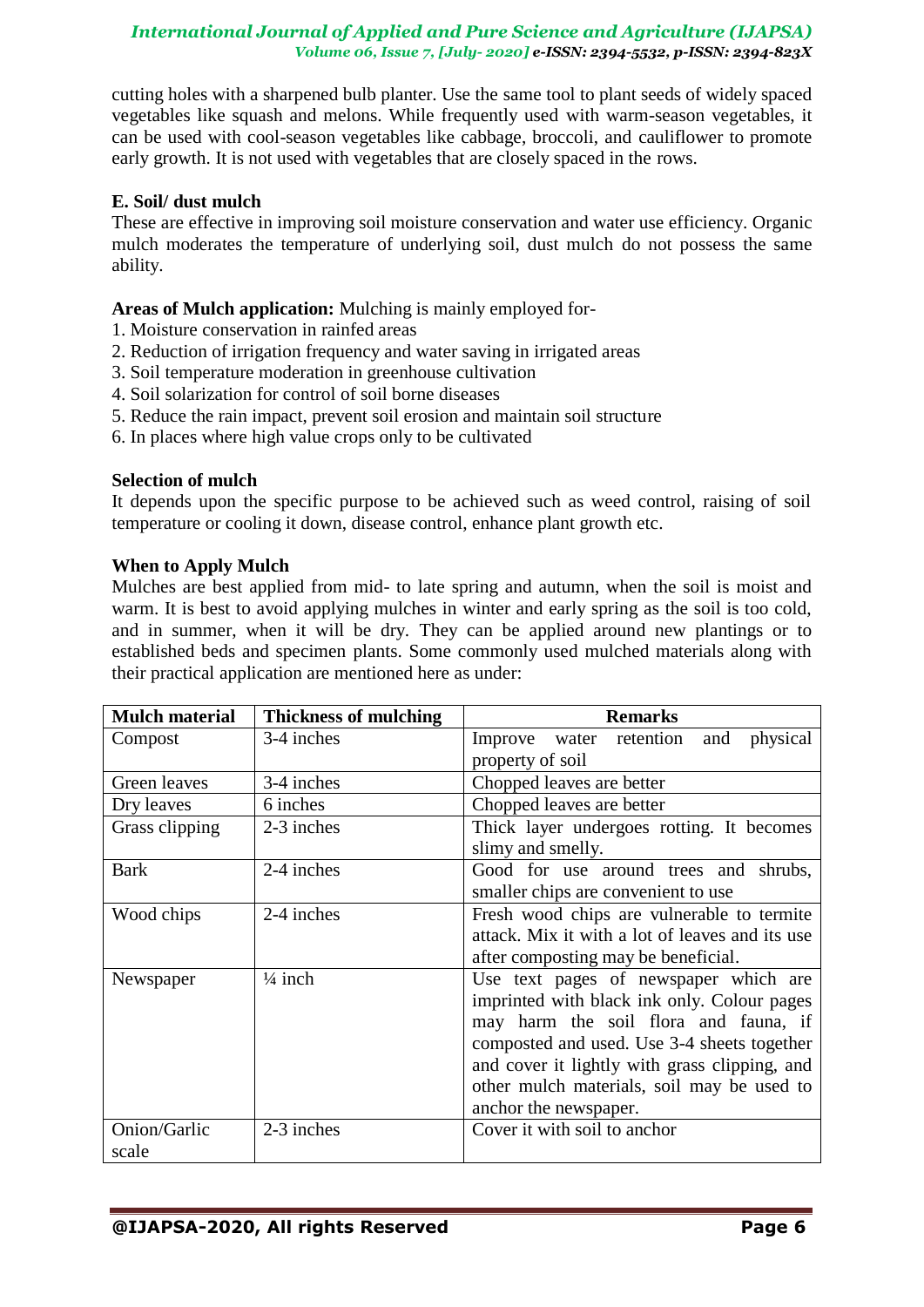cutting holes with a sharpened bulb planter. Use the same tool to plant seeds of widely spaced vegetables like squash and melons. While frequently used with warm-season vegetables, it can be used with cool-season vegetables like cabbage, broccoli, and cauliflower to promote early growth. It is not used with vegetables that are closely spaced in the rows.

**E. Soil/ dust mulch**

These are effective in improving soil moisture conservation and water use efficiency. Organic mulch moderates the temperature of underlying soil, dust mulch do not possess the same ability.

**Areas of Mulch application:** Mulching is mainly employed for-

1. Moisture conservation in rainfed areas
2. Reduction of irrigation frequency and water saving in irrigated areas
3. Soil temperature moderation in greenhouse cultivation
4. Soil solarization for control of soil borne diseases
5. Reduce the rain impact, prevent soil erosion and maintain soil structure
6. In places where high value crops only to be cultivated

**Selection of mulch**

It depends upon the specific purpose to be achieved such as weed control, raising of soil temperature or cooling it down, disease control, enhance plant growth etc.

**When to Apply Mulch**

Mulches are best applied from mid- to late spring and autumn, when the soil is moist and warm. It is best to avoid applying mulches in winter and early spring as the soil is too cold, and in summer, when it will be dry. They can be applied around new plantings or to established beds and specimen plants. Some commonly used mulched materials along with their practical application are mentioned here as under:

| Mulch material | Thickness of mulching | Remarks |
|---|---|---|
| Compost | 3-4 inches | Improve water retention and physical property of soil |
| Green leaves | 3-4 inches | Chopped leaves are better |
| Dry leaves | 6 inches | Chopped leaves are better |
| Grass clipping | 2-3 inches | Thick layer undergoes rotting. It becomes slimy and smelly. |
| Bark | 2-4 inches | Good for use around trees and shrubs, smaller chips are convenient to use |
| Wood chips | 2-4 inches | Fresh wood chips are vulnerable to termite attack. Mix it with a lot of leaves and its use after composting may be beneficial. |
| Newspaper | ¼ inch | Use text pages of newspaper which are imprinted with black ink only. Colour pages may harm the soil flora and fauna, if composted and used. Use 3-4 sheets together and cover it lightly with grass clipping, and other mulch materials, soil may be used to anchor the newspaper. |
| Onion/Garlic scale | 2-3 inches | Cover it with soil to anchor |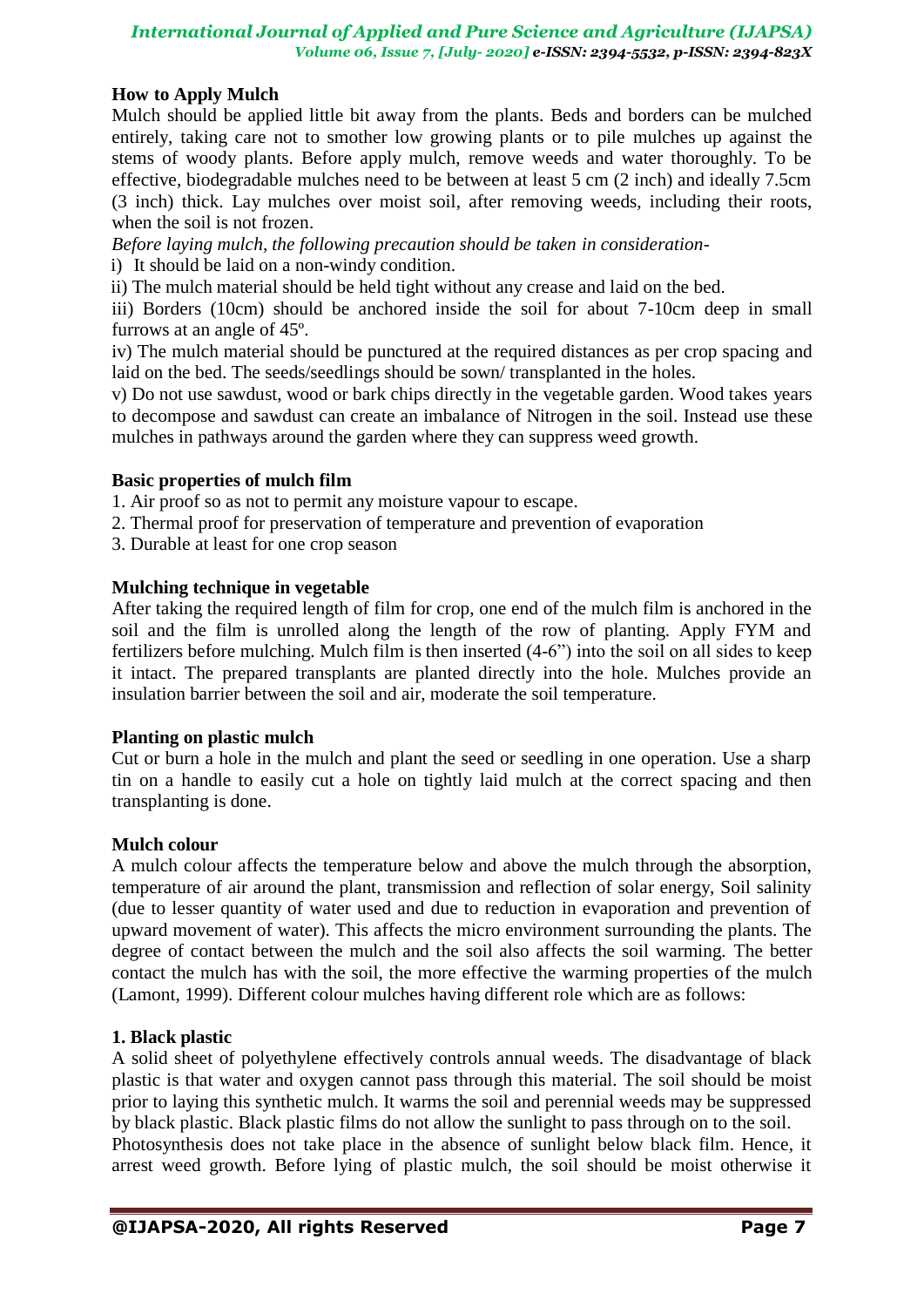**How to Apply Mulch**

Mulch should be applied little bit away from the plants. Beds and borders can be mulched entirely, taking care not to smother low growing plants or to pile mulches up against the stems of woody plants. Before apply mulch, remove weeds and water thoroughly. To be effective, biodegradable mulches need to be between at least 5 cm (2 inch) and ideally 7.5cm (3 inch) thick. Lay mulches over moist soil, after removing weeds, including their roots, when the soil is not frozen.

*Before laying mulch, the following precaution should be taken in consideration-*

i) It should be laid on a non-windy condition.

ii) The mulch material should be held tight without any crease and laid on the bed.

iii) Borders (10cm) should be anchored inside the soil for about 7-10cm deep in small furrows at an angle of 45º.

iv) The mulch material should be punctured at the required distances as per crop spacing and laid on the bed. The seeds/seedlings should be sown/ transplanted in the holes.

v) Do not use sawdust, wood or bark chips directly in the vegetable garden. Wood takes years to decompose and sawdust can create an imbalance of Nitrogen in the soil. Instead use these mulches in pathways around the garden where they can suppress weed growth.

**Basic properties of mulch film**

1. Air proof so as not to permit any moisture vapour to escape.
2. Thermal proof for preservation of temperature and prevention of evaporation
3. Durable at least for one crop season

**Mulching technique in vegetable**

After taking the required length of film for crop, one end of the mulch film is anchored in the soil and the film is unrolled along the length of the row of planting. Apply FYM and fertilizers before mulching. Mulch film is then inserted (4-6") into the soil on all sides to keep it intact. The prepared transplants are planted directly into the hole. Mulches provide an insulation barrier between the soil and air, moderate the soil temperature.

**Planting on plastic mulch**

Cut or burn a hole in the mulch and plant the seed or seedling in one operation. Use a sharp tin on a handle to easily cut a hole on tightly laid mulch at the correct spacing and then transplanting is done.

**Mulch colour**

A mulch colour affects the temperature below and above the mulch through the absorption, temperature of air around the plant, transmission and reflection of solar energy, Soil salinity (due to lesser quantity of water used and due to reduction in evaporation and prevention of upward movement of water). This affects the micro environment surrounding the plants. The degree of contact between the mulch and the soil also affects the soil warming. The better contact the mulch has with the soil, the more effective the warming properties of the mulch (Lamont, 1999). Different colour mulches having different role which are as follows:

**1. Black plastic**

A solid sheet of polyethylene effectively controls annual weeds. The disadvantage of black plastic is that water and oxygen cannot pass through this material. The soil should be moist prior to laying this synthetic mulch. It warms the soil and perennial weeds may be suppressed by black plastic. Black plastic films do not allow the sunlight to pass through on to the soil.
Photosynthesis does not take place in the absence of sunlight below black film. Hence, it arrest weed growth. Before lying of plastic mulch, the soil should be moist otherwise it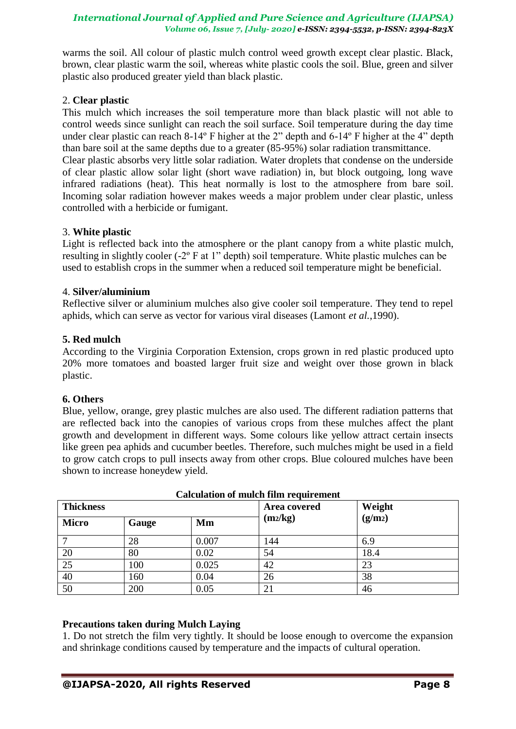warms the soil. All colour of plastic mulch control weed growth except clear plastic. Black, brown, clear plastic warm the soil, whereas white plastic cools the soil. Blue, green and silver plastic also produced greater yield than black plastic.

2. **Clear plastic**

This mulch which increases the soil temperature more than black plastic will not able to control weeds since sunlight can reach the soil surface. Soil temperature during the day time under clear plastic can reach 8-14º F higher at the 2" depth and 6-14º F higher at the 4" depth than bare soil at the same depths due to a greater (85-95%) solar radiation transmittance.

Clear plastic absorbs very little solar radiation. Water droplets that condense on the underside of clear plastic allow solar light (short wave radiation) in, but block outgoing, long wave infrared radiations (heat). This heat normally is lost to the atmosphere from bare soil. Incoming solar radiation however makes weeds a major problem under clear plastic, unless controlled with a herbicide or fumigant.

3. **White plastic**

Light is reflected back into the atmosphere or the plant canopy from a white plastic mulch, resulting in slightly cooler (-2º F at 1" depth) soil temperature. White plastic mulches can be used to establish crops in the summer when a reduced soil temperature might be beneficial.

4. **Silver/aluminium**

Reflective silver or aluminium mulches also give cooler soil temperature. They tend to repel aphids, which can serve as vector for various viral diseases (Lamont *et al.*,1990).

**5. Red mulch**

According to the Virginia Corporation Extension, crops grown in red plastic produced upto 20% more tomatoes and boasted larger fruit size and weight over those grown in black plastic.

**6. Others**

Blue, yellow, orange, grey plastic mulches are also used. The different radiation patterns that are reflected back into the canopies of various crops from these mulches affect the plant growth and development in different ways. Some colours like yellow attract certain insects like green pea aphids and cucumber beetles. Therefore, such mulches might be used in a field to grow catch crops to pull insects away from other crops. Blue coloured mulches have been shown to increase honeydew yield.

**Calculation of mulch film requirement**

| Thickness | | | Area covered ($m^2$/kg) | Weight ($g/m^2$) |
|---|---|---|---|---|
| Micro | Gauge | Mm | | |
| 7 | 28 | 0.007 | 144 | 6.9 |
| 20 | 80 | 0.02 | 54 | 18.4 |
| 25 | 100 | 0.025 | 42 | 23 |
| 40 | 160 | 0.04 | 26 | 38 |
| 50 | 200 | 0.05 | 21 | 46 |

**Precautions taken during Mulch Laying**

1. Do not stretch the film very tightly. It should be loose enough to overcome the expansion and shrinkage conditions caused by temperature and the impacts of cultural operation.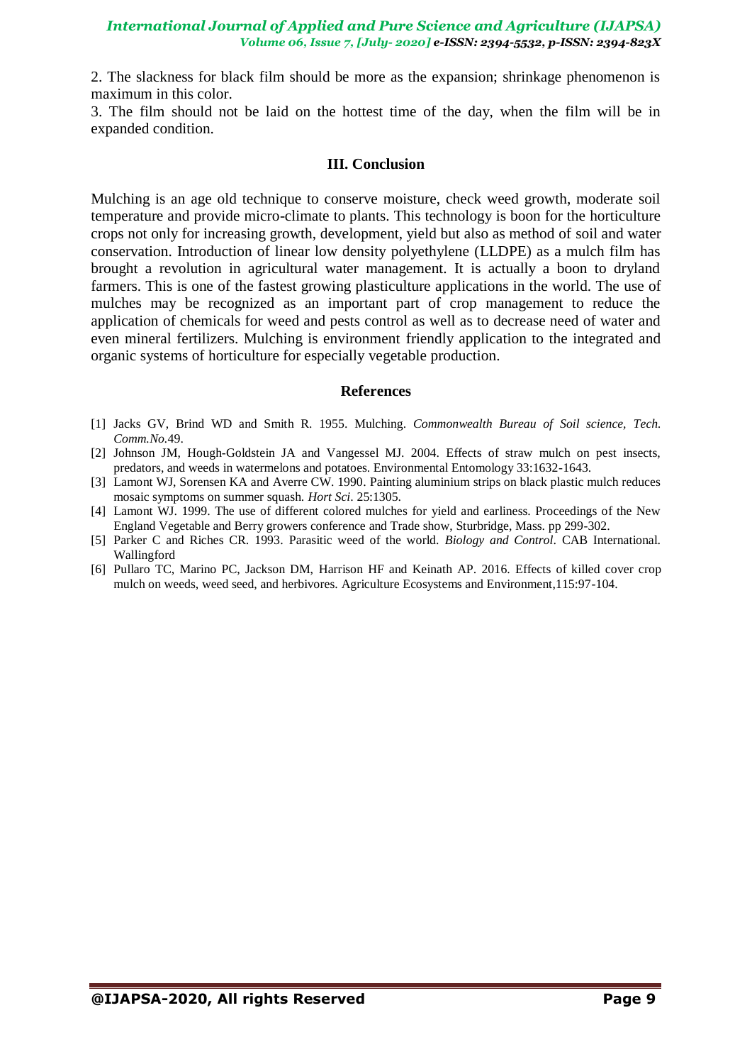2. The slackness for black film should be more as the expansion; shrinkage phenomenon is maximum in this color.

3. The film should not be laid on the hottest time of the day, when the film will be in expanded condition.

## III. Conclusion

Mulching is an age old technique to conserve moisture, check weed growth, moderate soil temperature and provide micro-climate to plants. This technology is boon for the horticulture crops not only for increasing growth, development, yield but also as method of soil and water conservation. Introduction of linear low density polyethylene (LLDPE) as a mulch film has brought a revolution in agricultural water management. It is actually a boon to dryland farmers. This is one of the fastest growing plasticulture applications in the world. The use of mulches may be recognized as an important part of crop management to reduce the application of chemicals for weed and pests control as well as to decrease need of water and even mineral fertilizers. Mulching is environment friendly application to the integrated and organic systems of horticulture for especially vegetable production.

## References

[1] Jacks GV, Brind WD and Smith R. 1955. Mulching. *Commonwealth Bureau of Soil science, Tech. Comm.No.*49.

[2] Johnson JM, Hough-Goldstein JA and Vangessel MJ. 2004. Effects of straw mulch on pest insects, predators, and weeds in watermelons and potatoes. Environmental Entomology 33:1632-1643.

[3] Lamont WJ, Sorensen KA and Averre CW. 1990. Painting aluminium strips on black plastic mulch reduces mosaic symptoms on summer squash. *Hort Sci*. 25:1305.

[4] Lamont WJ. 1999. The use of different colored mulches for yield and earliness. Proceedings of the New England Vegetable and Berry growers conference and Trade show, Sturbridge, Mass. pp 299-302.

[5] Parker C and Riches CR. 1993. Parasitic weed of the world. *Biology and Control*. CAB International. Wallingford

[6] Pullaro TC, Marino PC, Jackson DM, Harrison HF and Keinath AP. 2016. Effects of killed cover crop mulch on weeds, weed seed, and herbivores. Agriculture Ecosystems and Environment,115:97-104.